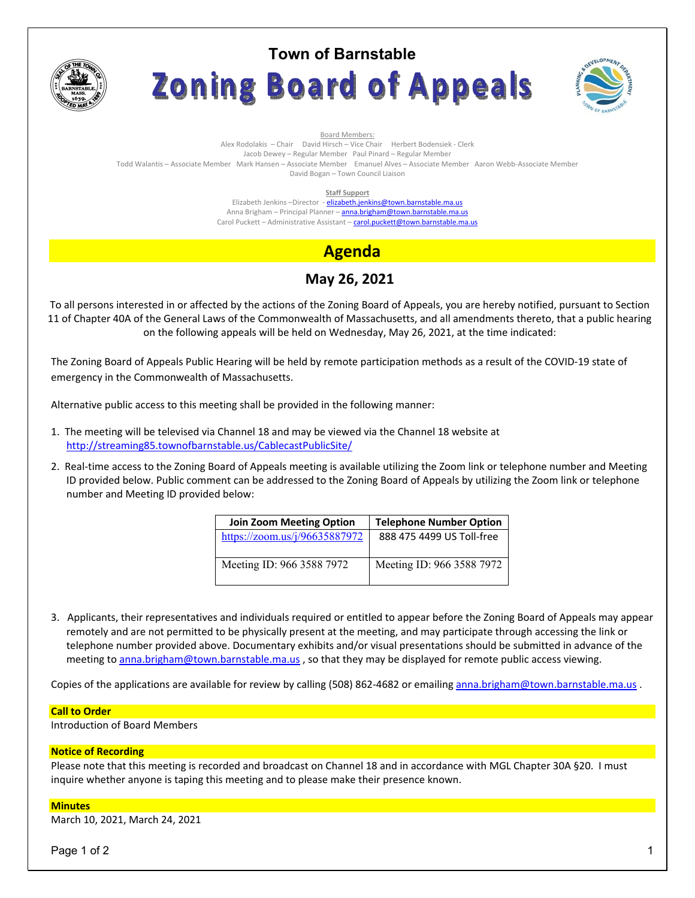# Town of Barnstable

# Zoning Board of Appeals

Board Members:

Alex Rodolakis – Chair David Hirsch – Vice Chair Herbert Bodensiek - Clerk
Jacob Dewey – Regular Member Paul Pinard – Regular Member
Todd Walantis – Associate Member Mark Hansen – Associate Member Emanuel Alves – Associate Member Aaron Webb-Associate Member
David Bogan – Town Council Liaison

**Staff Support**

Elizabeth Jenkins –Director - elizabeth.jenkins@town.barnstable.ma.us
Anna Brigham – Principal Planner – anna.brigham@town.barnstable.ma.us
Carol Puckett – Administrative Assistant – carol.puckett@town.barnstable.ma.us

## Agenda

### May 26, 2021

To all persons interested in or affected by the actions of the Zoning Board of Appeals, you are hereby notified, pursuant to Section 11 of Chapter 40A of the General Laws of the Commonwealth of Massachusetts, and all amendments thereto, that a public hearing on the following appeals will be held on Wednesday, May 26, 2021, at the time indicated:

The Zoning Board of Appeals Public Hearing will be held by remote participation methods as a result of the COVID-19 state of emergency in the Commonwealth of Massachusetts.

Alternative public access to this meeting shall be provided in the following manner:

1. The meeting will be televised via Channel 18 and may be viewed via the Channel 18 website at http://streaming85.townofbarnstable.us/CablecastPublicSite/
2. Real-time access to the Zoning Board of Appeals meeting is available utilizing the Zoom link or telephone number and Meeting ID provided below. Public comment can be addressed to the Zoning Board of Appeals by utilizing the Zoom link or telephone number and Meeting ID provided below:

| Join Zoom Meeting Option | Telephone Number Option |
|---|---|
| https://zoom.us/j/96635887972 | 888 475 4499 US Toll-free |
| Meeting ID: 966 3588 7972 | Meeting ID: 966 3588 7972 |

3. Applicants, their representatives and individuals required or entitled to appear before the Zoning Board of Appeals may appear remotely and are not permitted to be physically present at the meeting, and may participate through accessing the link or telephone number provided above. Documentary exhibits and/or visual presentations should be submitted in advance of the meeting to anna.brigham@town.barnstable.ma.us , so that they may be displayed for remote public access viewing.

Copies of the applications are available for review by calling (508) 862-4682 or emailing anna.brigham@town.barnstable.ma.us .

**Call to Order**

Introduction of Board Members

**Notice of Recording**

Please note that this meeting is recorded and broadcast on Channel 18 and in accordance with MGL Chapter 30A §20. I must inquire whether anyone is taping this meeting and to please make their presence known.

**Minutes**

March 10, 2021, March 24, 2021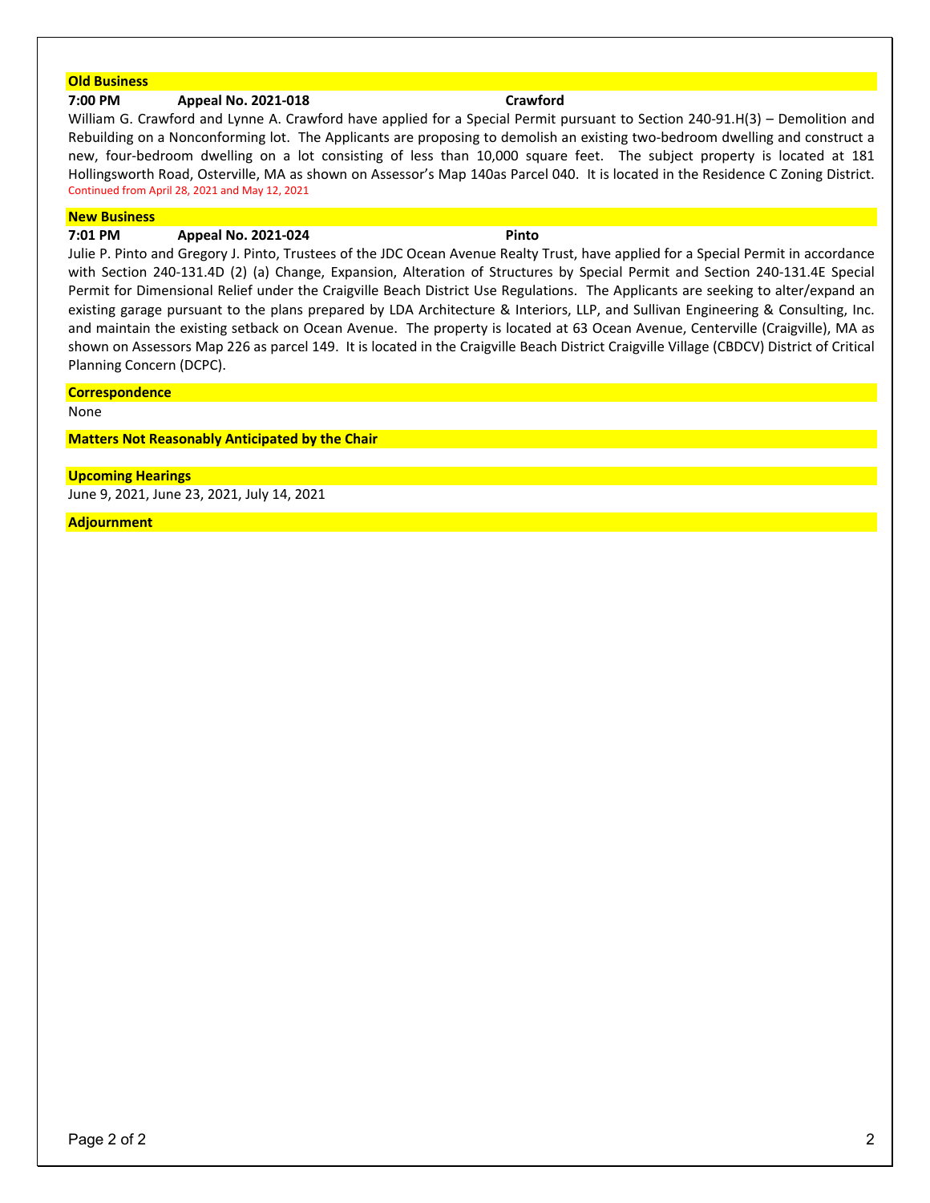## Old Business

**7:00 PM** **Appeal No. 2021-018** **Crawford**

William G. Crawford and Lynne A. Crawford have applied for a Special Permit pursuant to Section 240-91.H(3) – Demolition and Rebuilding on a Nonconforming lot. The Applicants are proposing to demolish an existing two-bedroom dwelling and construct a new, four-bedroom dwelling on a lot consisting of less than 10,000 square feet. The subject property is located at 181 Hollingsworth Road, Osterville, MA as shown on Assessor's Map 140as Parcel 040. It is located in the Residence C Zoning District.

Continued from April 28, 2021 and May 12, 2021

## New Business

**7:01 PM** **Appeal No. 2021-024** **Pinto**

Julie P. Pinto and Gregory J. Pinto, Trustees of the JDC Ocean Avenue Realty Trust, have applied for a Special Permit in accordance with Section 240-131.4D (2) (a) Change, Expansion, Alteration of Structures by Special Permit and Section 240-131.4E Special Permit for Dimensional Relief under the Craigville Beach District Use Regulations. The Applicants are seeking to alter/expand an existing garage pursuant to the plans prepared by LDA Architecture & Interiors, LLP, and Sullivan Engineering & Consulting, Inc. and maintain the existing setback on Ocean Avenue. The property is located at 63 Ocean Avenue, Centerville (Craigville), MA as shown on Assessors Map 226 as parcel 149. It is located in the Craigville Beach District Craigville Village (CBDCV) District of Critical Planning Concern (DCPC).

## Correspondence

None

## Matters Not Reasonably Anticipated by the Chair

## Upcoming Hearings

June 9, 2021, June 23, 2021, July 14, 2021

## Adjournment